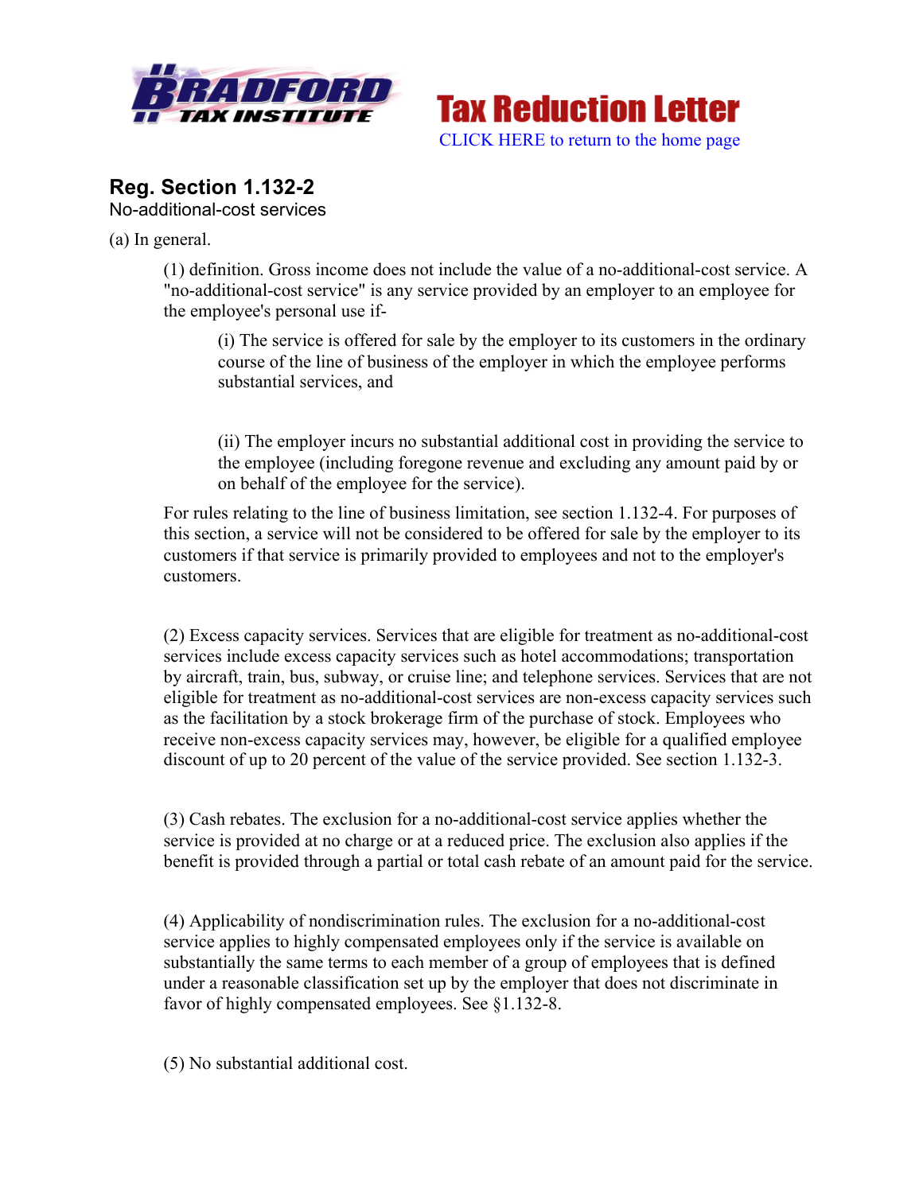**Tax Reduction Letter**

CLICK HERE to return to the home page

## Reg. Section 1.132-2

No-additional-cost services

(a) In general.

(1) definition. Gross income does not include the value of a no-additional-cost service. A "no-additional-cost service" is any service provided by an employer to an employee for the employee's personal use if-

(i) The service is offered for sale by the employer to its customers in the ordinary course of the line of business of the employer in which the employee performs substantial services, and

(ii) The employer incurs no substantial additional cost in providing the service to the employee (including foregone revenue and excluding any amount paid by or on behalf of the employee for the service).

For rules relating to the line of business limitation, see section 1.132-4. For purposes of this section, a service will not be considered to be offered for sale by the employer to its customers if that service is primarily provided to employees and not to the employer's customers.

(2) Excess capacity services. Services that are eligible for treatment as no-additional-cost services include excess capacity services such as hotel accommodations; transportation by aircraft, train, bus, subway, or cruise line; and telephone services. Services that are not eligible for treatment as no-additional-cost services are non-excess capacity services such as the facilitation by a stock brokerage firm of the purchase of stock. Employees who receive non-excess capacity services may, however, be eligible for a qualified employee discount of up to 20 percent of the value of the service provided. See section 1.132-3.

(3) Cash rebates. The exclusion for a no-additional-cost service applies whether the service is provided at no charge or at a reduced price. The exclusion also applies if the benefit is provided through a partial or total cash rebate of an amount paid for the service.

(4) Applicability of nondiscrimination rules. The exclusion for a no-additional-cost service applies to highly compensated employees only if the service is available on substantially the same terms to each member of a group of employees that is defined under a reasonable classification set up by the employer that does not discriminate in favor of highly compensated employees. See §1.132-8.

(5) No substantial additional cost.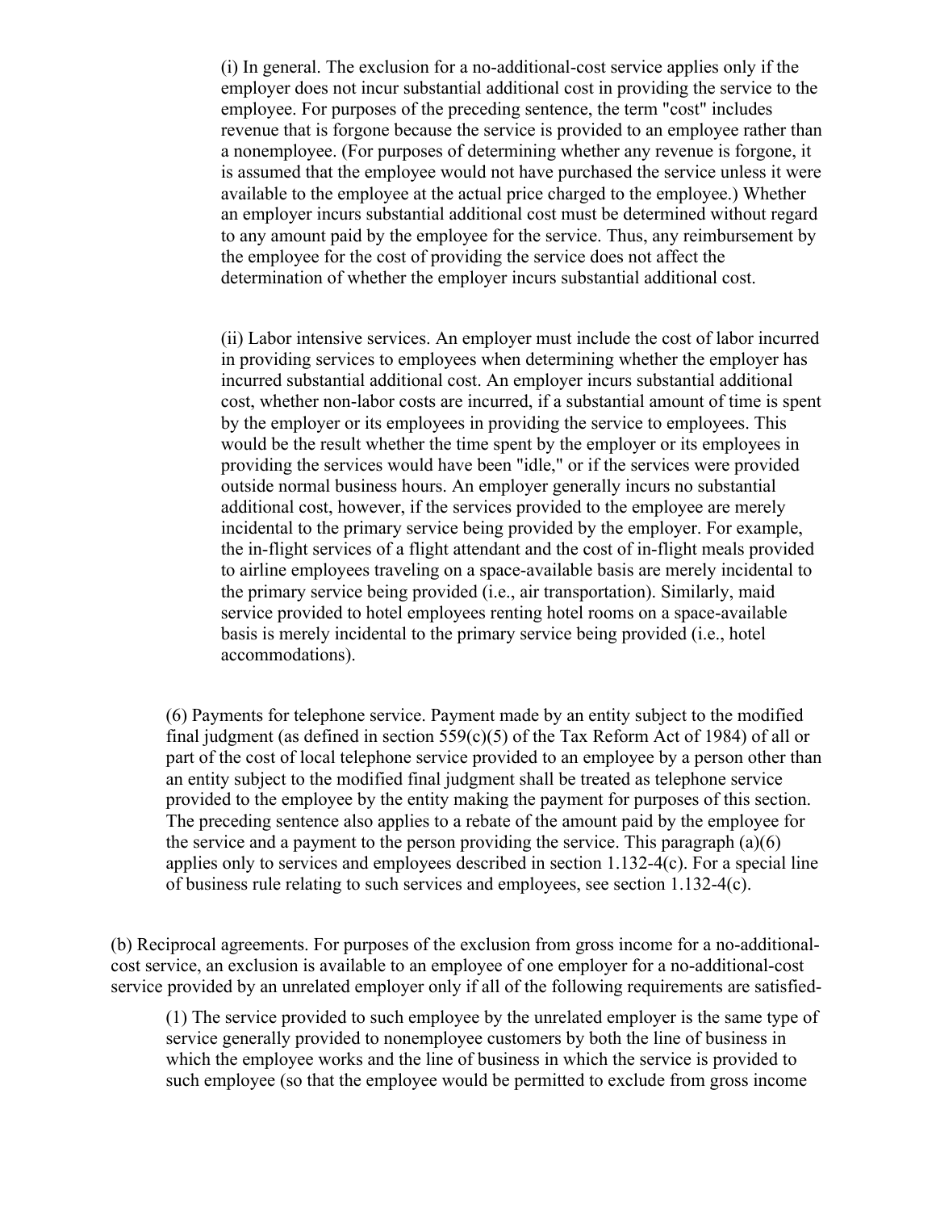(i) In general. The exclusion for a no-additional-cost service applies only if the employer does not incur substantial additional cost in providing the service to the employee. For purposes of the preceding sentence, the term "cost" includes revenue that is forgone because the service is provided to an employee rather than a nonemployee. (For purposes of determining whether any revenue is forgone, it is assumed that the employee would not have purchased the service unless it were available to the employee at the actual price charged to the employee.) Whether an employer incurs substantial additional cost must be determined without regard to any amount paid by the employee for the service. Thus, any reimbursement by the employee for the cost of providing the service does not affect the determination of whether the employer incurs substantial additional cost.

(ii) Labor intensive services. An employer must include the cost of labor incurred in providing services to employees when determining whether the employer has incurred substantial additional cost. An employer incurs substantial additional cost, whether non-labor costs are incurred, if a substantial amount of time is spent by the employer or its employees in providing the service to employees. This would be the result whether the time spent by the employer or its employees in providing the services would have been "idle," or if the services were provided outside normal business hours. An employer generally incurs no substantial additional cost, however, if the services provided to the employee are merely incidental to the primary service being provided by the employer. For example, the in-flight services of a flight attendant and the cost of in-flight meals provided to airline employees traveling on a space-available basis are merely incidental to the primary service being provided (i.e., air transportation). Similarly, maid service provided to hotel employees renting hotel rooms on a space-available basis is merely incidental to the primary service being provided (i.e., hotel accommodations).

(6) Payments for telephone service. Payment made by an entity subject to the modified final judgment (as defined in section 559(c)(5) of the Tax Reform Act of 1984) of all or part of the cost of local telephone service provided to an employee by a person other than an entity subject to the modified final judgment shall be treated as telephone service provided to the employee by the entity making the payment for purposes of this section. The preceding sentence also applies to a rebate of the amount paid by the employee for the service and a payment to the person providing the service. This paragraph (a)(6) applies only to services and employees described in section 1.132-4(c). For a special line of business rule relating to such services and employees, see section 1.132-4(c).

(b) Reciprocal agreements. For purposes of the exclusion from gross income for a no-additional-cost service, an exclusion is available to an employee of one employer for a no-additional-cost service provided by an unrelated employer only if all of the following requirements are satisfied-

(1) The service provided to such employee by the unrelated employer is the same type of service generally provided to nonemployee customers by both the line of business in which the employee works and the line of business in which the service is provided to such employee (so that the employee would be permitted to exclude from gross income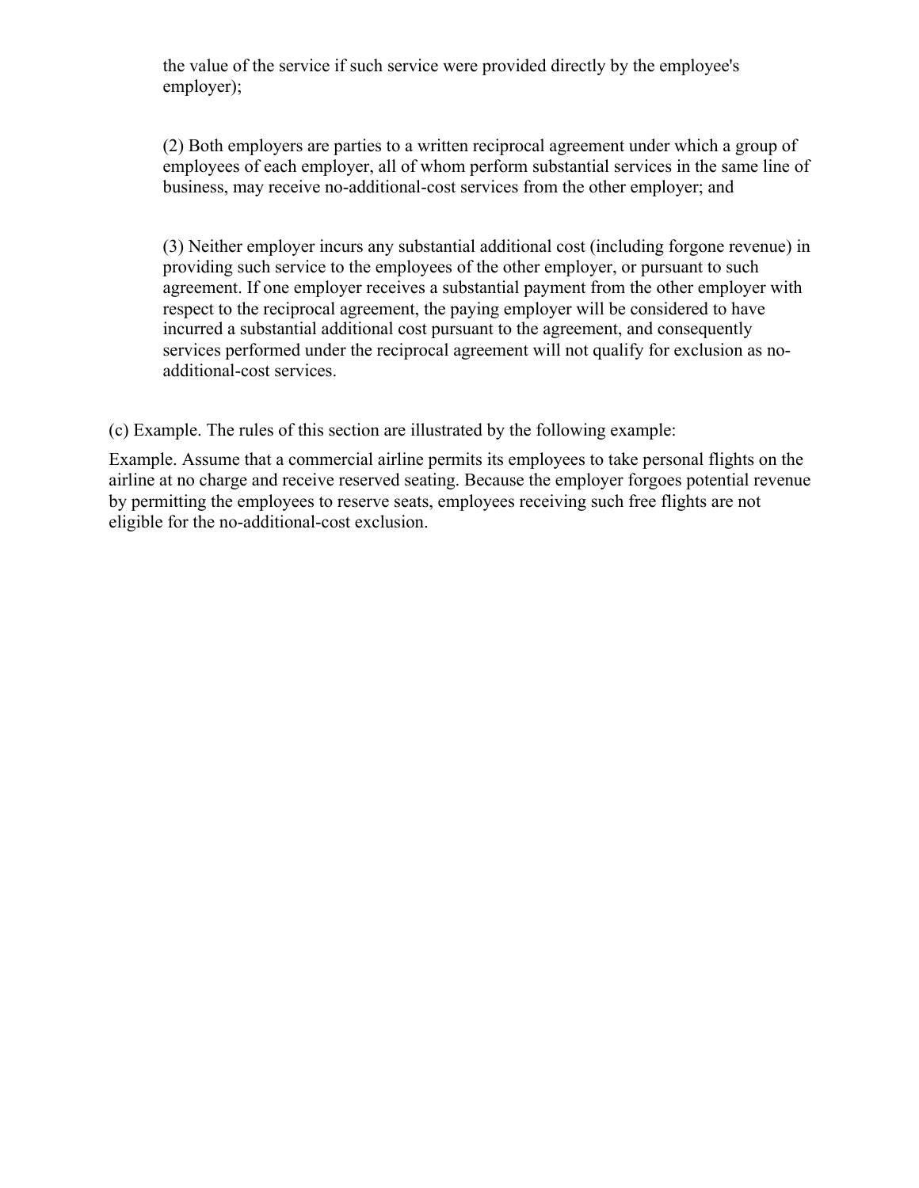the value of the service if such service were provided directly by the employee's employer);

(2) Both employers are parties to a written reciprocal agreement under which a group of employees of each employer, all of whom perform substantial services in the same line of business, may receive no-additional-cost services from the other employer; and

(3) Neither employer incurs any substantial additional cost (including forgone revenue) in providing such service to the employees of the other employer, or pursuant to such agreement. If one employer receives a substantial payment from the other employer with respect to the reciprocal agreement, the paying employer will be considered to have incurred a substantial additional cost pursuant to the agreement, and consequently services performed under the reciprocal agreement will not qualify for exclusion as no-additional-cost services.

(c) Example. The rules of this section are illustrated by the following example:

Example. Assume that a commercial airline permits its employees to take personal flights on the airline at no charge and receive reserved seating. Because the employer forgoes potential revenue by permitting the employees to reserve seats, employees receiving such free flights are not eligible for the no-additional-cost exclusion.